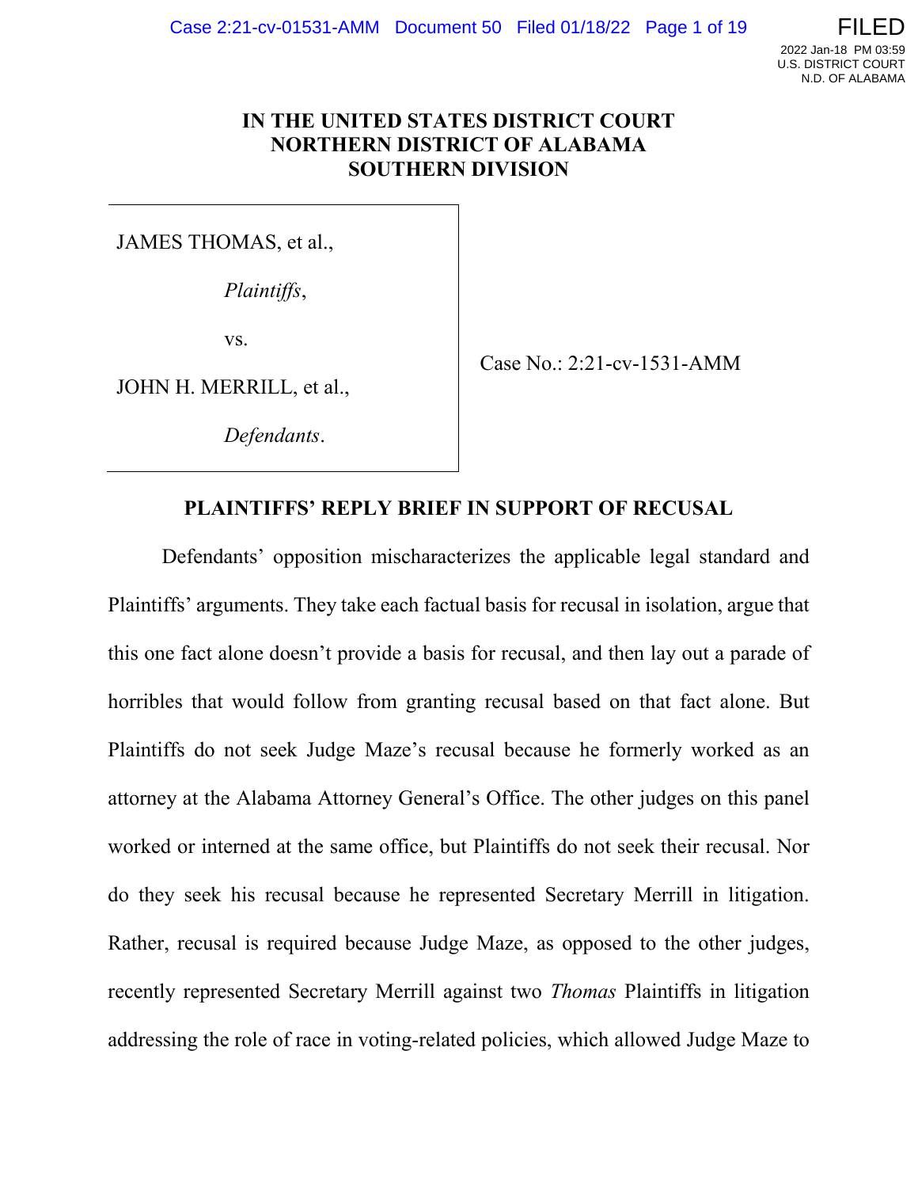IN THE UNITED STATES DISTRICT COURT
NORTHERN DISTRICT OF ALABAMA
SOUTHERN DIVISION

| | |
|---|---|
| JAMES THOMAS, et al.,<br><br>*Plaintiffs*,<br><br>vs.<br><br>JOHN H. MERRILL, et al.,<br><br>*Defendants*. | Case No.: 2:21-cv-1531-AMM |

## PLAINTIFFS' REPLY BRIEF IN SUPPORT OF RECUSAL

Defendants' opposition mischaracterizes the applicable legal standard and Plaintiffs' arguments. They take each factual basis for recusal in isolation, argue that this one fact alone doesn't provide a basis for recusal, and then lay out a parade of horribles that would follow from granting recusal based on that fact alone. But Plaintiffs do not seek Judge Maze's recusal because he formerly worked as an attorney at the Alabama Attorney General's Office. The other judges on this panel worked or interned at the same office, but Plaintiffs do not seek their recusal. Nor do they seek his recusal because he represented Secretary Merrill in litigation. Rather, recusal is required because Judge Maze, as opposed to the other judges, recently represented Secretary Merrill against two *Thomas* Plaintiffs in litigation addressing the role of race in voting-related policies, which allowed Judge Maze to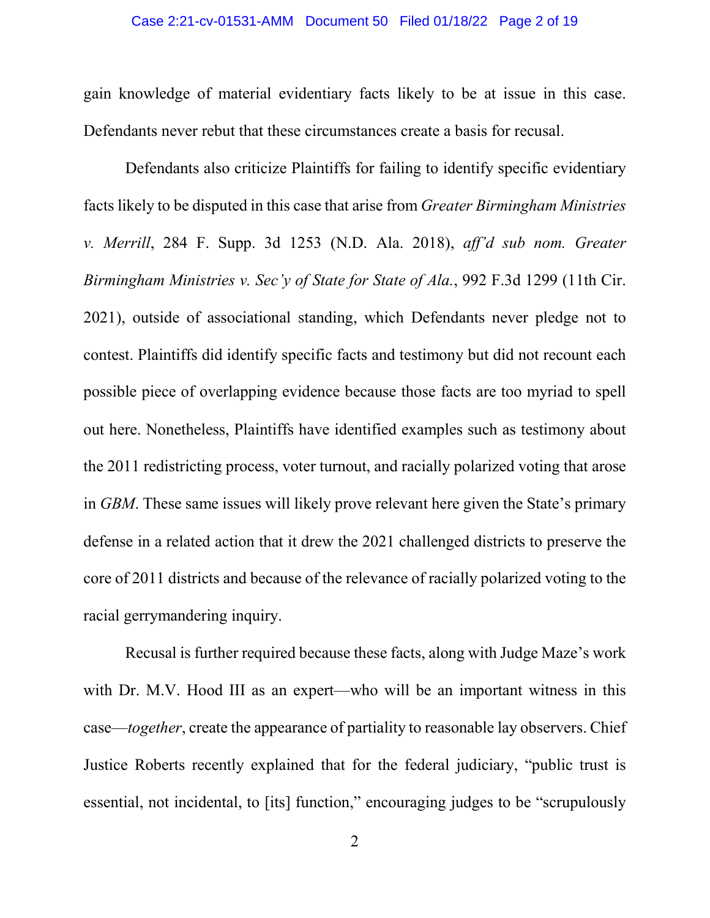gain knowledge of material evidentiary facts likely to be at issue in this case. Defendants never rebut that these circumstances create a basis for recusal.

Defendants also criticize Plaintiffs for failing to identify specific evidentiary facts likely to be disputed in this case that arise from *Greater Birmingham Ministries v. Merrill*, 284 F. Supp. 3d 1253 (N.D. Ala. 2018), *aff'd sub nom. Greater Birmingham Ministries v. Sec'y of State for State of Ala.*, 992 F.3d 1299 (11th Cir. 2021), outside of associational standing, which Defendants never pledge not to contest. Plaintiffs did identify specific facts and testimony but did not recount each possible piece of overlapping evidence because those facts are too myriad to spell out here. Nonetheless, Plaintiffs have identified examples such as testimony about the 2011 redistricting process, voter turnout, and racially polarized voting that arose in *GBM*. These same issues will likely prove relevant here given the State's primary defense in a related action that it drew the 2021 challenged districts to preserve the core of 2011 districts and because of the relevance of racially polarized voting to the racial gerrymandering inquiry.

Recusal is further required because these facts, along with Judge Maze's work with Dr. M.V. Hood III as an expert—who will be an important witness in this case—*together*, create the appearance of partiality to reasonable lay observers. Chief Justice Roberts recently explained that for the federal judiciary, "public trust is essential, not incidental, to [its] function," encouraging judges to be "scrupulously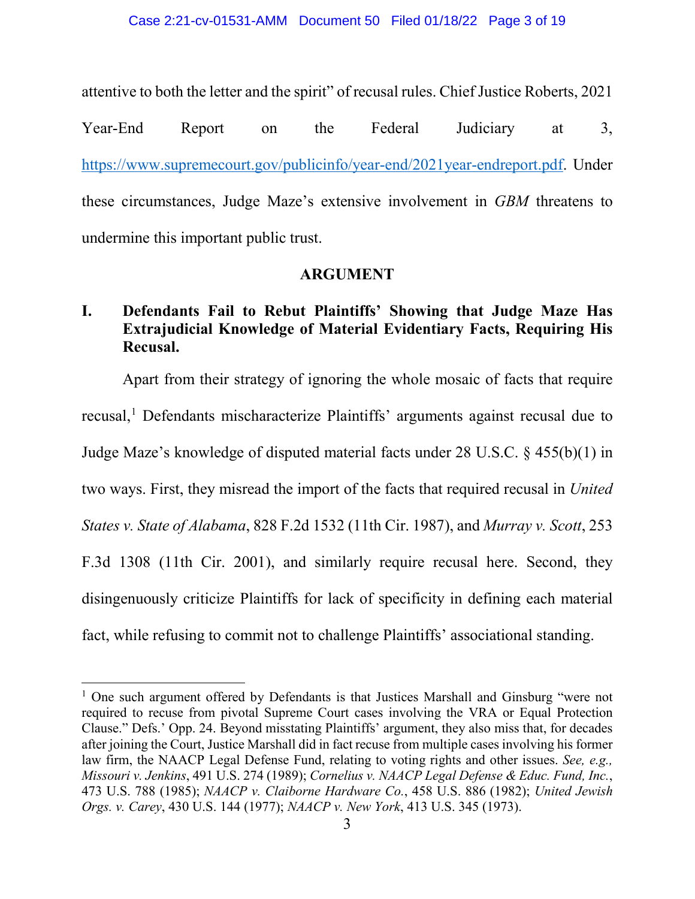attentive to both the letter and the spirit" of recusal rules. Chief Justice Roberts, 2021 Year-End Report on the Federal Judiciary at 3, https://www.supremecourt.gov/publicinfo/year-end/2021year-endreport.pdf. Under these circumstances, Judge Maze's extensive involvement in *GBM* threatens to undermine this important public trust.

## ARGUMENT

### I. Defendants Fail to Rebut Plaintiffs' Showing that Judge Maze Has Extrajudicial Knowledge of Material Evidentiary Facts, Requiring His Recusal.

Apart from their strategy of ignoring the whole mosaic of facts that require recusal,[1] Defendants mischaracterize Plaintiffs' arguments against recusal due to Judge Maze's knowledge of disputed material facts under 28 U.S.C. § 455(b)(1) in two ways. First, they misread the import of the facts that required recusal in *United States v. State of Alabama*, 828 F.2d 1532 (11th Cir. 1987), and *Murray v. Scott*, 253 F.3d 1308 (11th Cir. 2001), and similarly require recusal here. Second, they disingenuously criticize Plaintiffs for lack of specificity in defining each material fact, while refusing to commit not to challenge Plaintiffs' associational standing.

---

[1] One such argument offered by Defendants is that Justices Marshall and Ginsburg "were not required to recuse from pivotal Supreme Court cases involving the VRA or Equal Protection Clause." Defs.' Opp. 24. Beyond misstating Plaintiffs' argument, they also miss that, for decades after joining the Court, Justice Marshall did in fact recuse from multiple cases involving his former law firm, the NAACP Legal Defense Fund, relating to voting rights and other issues. *See, e.g., Missouri v. Jenkins*, 491 U.S. 274 (1989); *Cornelius v. NAACP Legal Defense & Educ. Fund, Inc.*, 473 U.S. 788 (1985); *NAACP v. Claiborne Hardware Co.*, 458 U.S. 886 (1982); *United Jewish Orgs. v. Carey*, 430 U.S. 144 (1977); *NAACP v. New York*, 413 U.S. 345 (1973).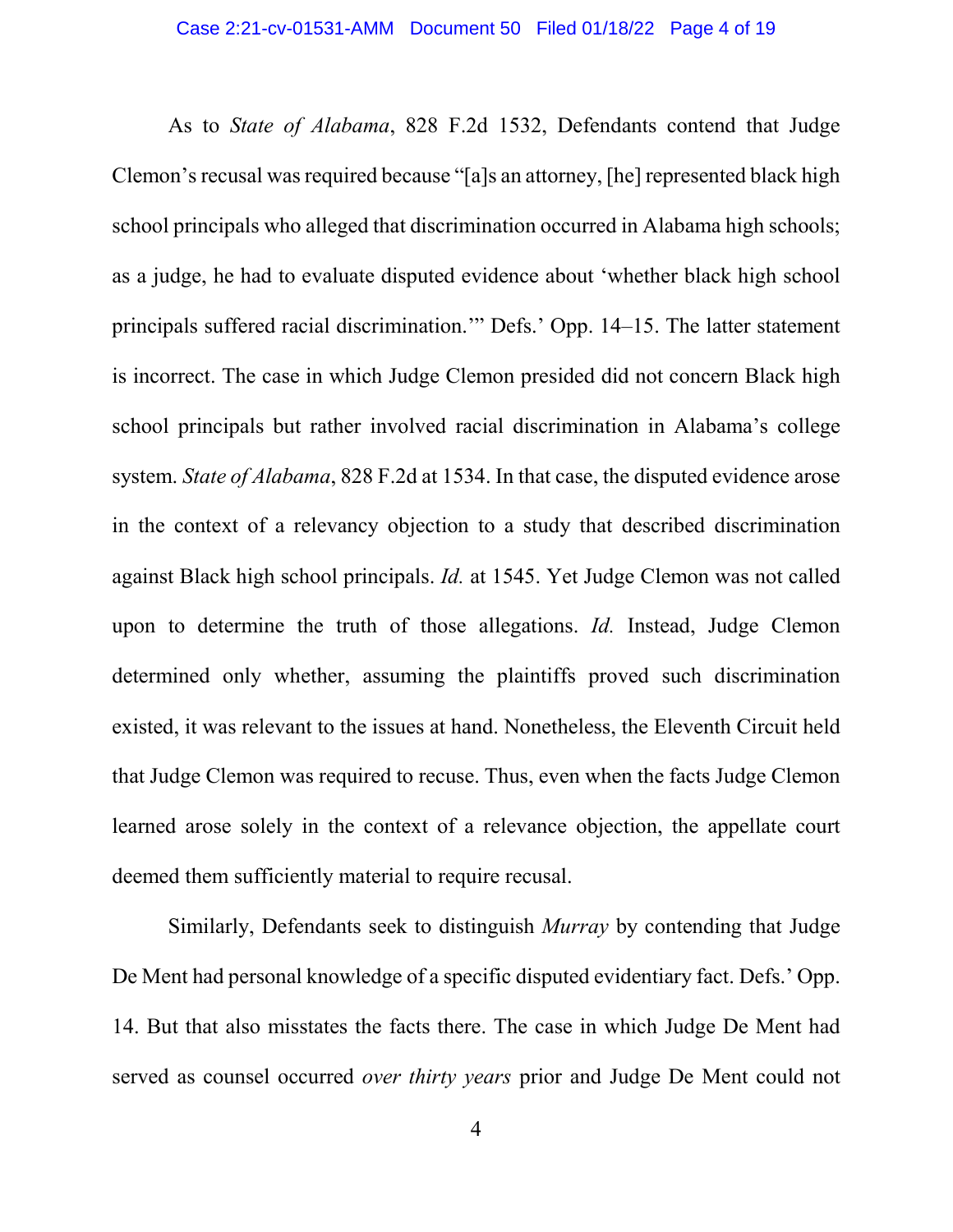As to *State of Alabama*, 828 F.2d 1532, Defendants contend that Judge Clemon's recusal was required because "[a]s an attorney, [he] represented black high school principals who alleged that discrimination occurred in Alabama high schools; as a judge, he had to evaluate disputed evidence about 'whether black high school principals suffered racial discrimination.'" Defs.' Opp. 14–15. The latter statement is incorrect. The case in which Judge Clemon presided did not concern Black high school principals but rather involved racial discrimination in Alabama's college system. *State of Alabama*, 828 F.2d at 1534. In that case, the disputed evidence arose in the context of a relevancy objection to a study that described discrimination against Black high school principals. *Id.* at 1545. Yet Judge Clemon was not called upon to determine the truth of those allegations. *Id.* Instead, Judge Clemon determined only whether, assuming the plaintiffs proved such discrimination existed, it was relevant to the issues at hand. Nonetheless, the Eleventh Circuit held that Judge Clemon was required to recuse. Thus, even when the facts Judge Clemon learned arose solely in the context of a relevance objection, the appellate court deemed them sufficiently material to require recusal.

Similarly, Defendants seek to distinguish *Murray* by contending that Judge De Ment had personal knowledge of a specific disputed evidentiary fact. Defs.' Opp. 14. But that also misstates the facts there. The case in which Judge De Ment had served as counsel occurred *over thirty years* prior and Judge De Ment could not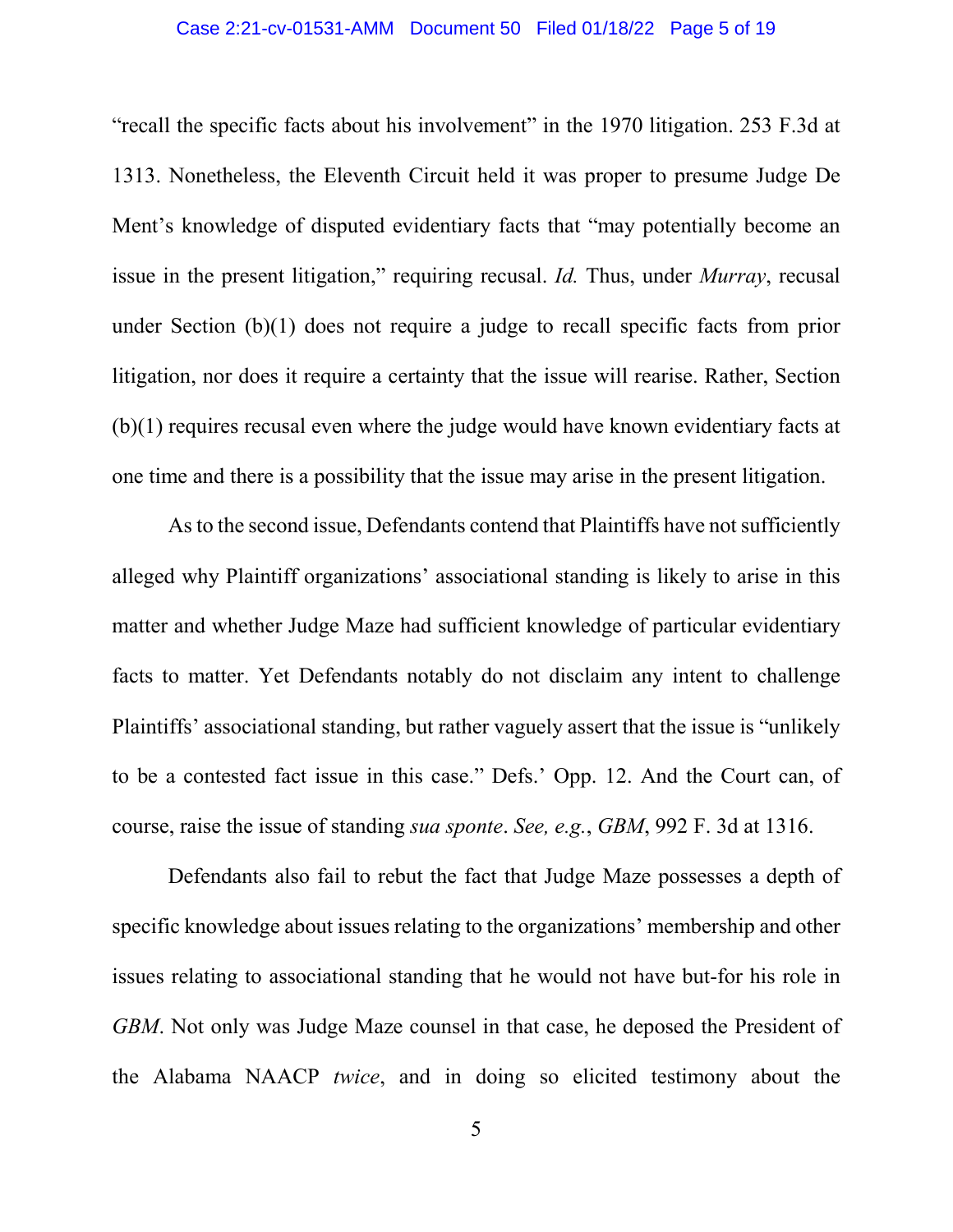"recall the specific facts about his involvement" in the 1970 litigation. 253 F.3d at 1313. Nonetheless, the Eleventh Circuit held it was proper to presume Judge De Ment's knowledge of disputed evidentiary facts that "may potentially become an issue in the present litigation," requiring recusal. *Id.* Thus, under *Murray*, recusal under Section (b)(1) does not require a judge to recall specific facts from prior litigation, nor does it require a certainty that the issue will rearise. Rather, Section (b)(1) requires recusal even where the judge would have known evidentiary facts at one time and there is a possibility that the issue may arise in the present litigation.

As to the second issue, Defendants contend that Plaintiffs have not sufficiently alleged why Plaintiff organizations' associational standing is likely to arise in this matter and whether Judge Maze had sufficient knowledge of particular evidentiary facts to matter. Yet Defendants notably do not disclaim any intent to challenge Plaintiffs' associational standing, but rather vaguely assert that the issue is "unlikely to be a contested fact issue in this case." Defs.' Opp. 12. And the Court can, of course, raise the issue of standing *sua sponte*. *See, e.g.*, *GBM*, 992 F. 3d at 1316.

Defendants also fail to rebut the fact that Judge Maze possesses a depth of specific knowledge about issues relating to the organizations' membership and other issues relating to associational standing that he would not have but-for his role in *GBM*. Not only was Judge Maze counsel in that case, he deposed the President of the Alabama NAACP *twice*, and in doing so elicited testimony about the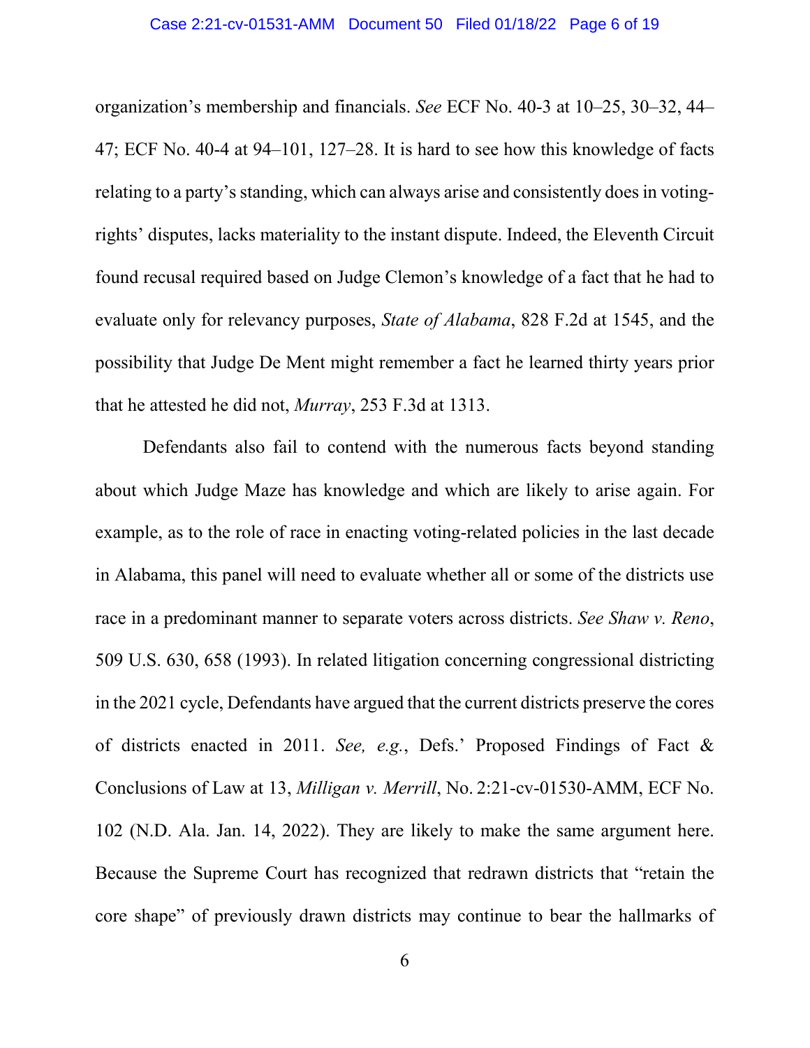organization's membership and financials. *See* ECF No. 40-3 at 10–25, 30–32, 44–47; ECF No. 40-4 at 94–101, 127–28. It is hard to see how this knowledge of facts relating to a party's standing, which can always arise and consistently does in voting-rights' disputes, lacks materiality to the instant dispute. Indeed, the Eleventh Circuit found recusal required based on Judge Clemon's knowledge of a fact that he had to evaluate only for relevancy purposes, *State of Alabama*, 828 F.2d at 1545, and the possibility that Judge De Ment might remember a fact he learned thirty years prior that he attested he did not, *Murray*, 253 F.3d at 1313.

Defendants also fail to contend with the numerous facts beyond standing about which Judge Maze has knowledge and which are likely to arise again. For example, as to the role of race in enacting voting-related policies in the last decade in Alabama, this panel will need to evaluate whether all or some of the districts use race in a predominant manner to separate voters across districts. *See Shaw v. Reno*, 509 U.S. 630, 658 (1993). In related litigation concerning congressional districting in the 2021 cycle, Defendants have argued that the current districts preserve the cores of districts enacted in 2011. *See, e.g.*, Defs.' Proposed Findings of Fact & Conclusions of Law at 13, *Milligan v. Merrill*, No. 2:21-cv-01530-AMM, ECF No. 102 (N.D. Ala. Jan. 14, 2022). They are likely to make the same argument here. Because the Supreme Court has recognized that redrawn districts that "retain the core shape" of previously drawn districts may continue to bear the hallmarks of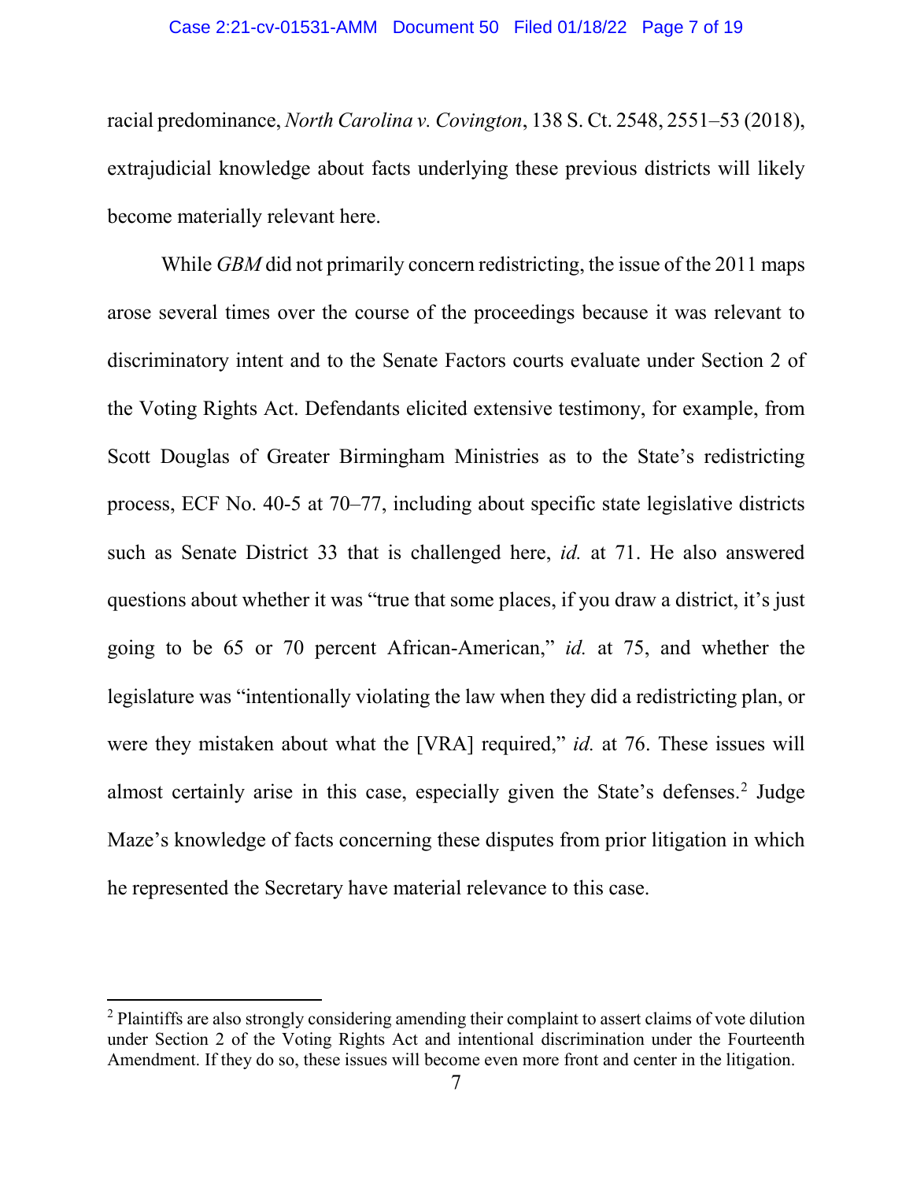racial predominance, *North Carolina v. Covington*, 138 S. Ct. 2548, 2551–53 (2018), extrajudicial knowledge about facts underlying these previous districts will likely become materially relevant here.

While *GBM* did not primarily concern redistricting, the issue of the 2011 maps arose several times over the course of the proceedings because it was relevant to discriminatory intent and to the Senate Factors courts evaluate under Section 2 of the Voting Rights Act. Defendants elicited extensive testimony, for example, from Scott Douglas of Greater Birmingham Ministries as to the State's redistricting process, ECF No. 40-5 at 70–77, including about specific state legislative districts such as Senate District 33 that is challenged here, *id.* at 71. He also answered questions about whether it was "true that some places, if you draw a district, it's just going to be 65 or 70 percent African-American," *id.* at 75, and whether the legislature was "intentionally violating the law when they did a redistricting plan, or were they mistaken about what the [VRA] required," *id.* at 76. These issues will almost certainly arise in this case, especially given the State's defenses.[2] Judge Maze's knowledge of facts concerning these disputes from prior litigation in which he represented the Secretary have material relevance to this case.

[2] Plaintiffs are also strongly considering amending their complaint to assert claims of vote dilution under Section 2 of the Voting Rights Act and intentional discrimination under the Fourteenth Amendment. If they do so, these issues will become even more front and center in the litigation.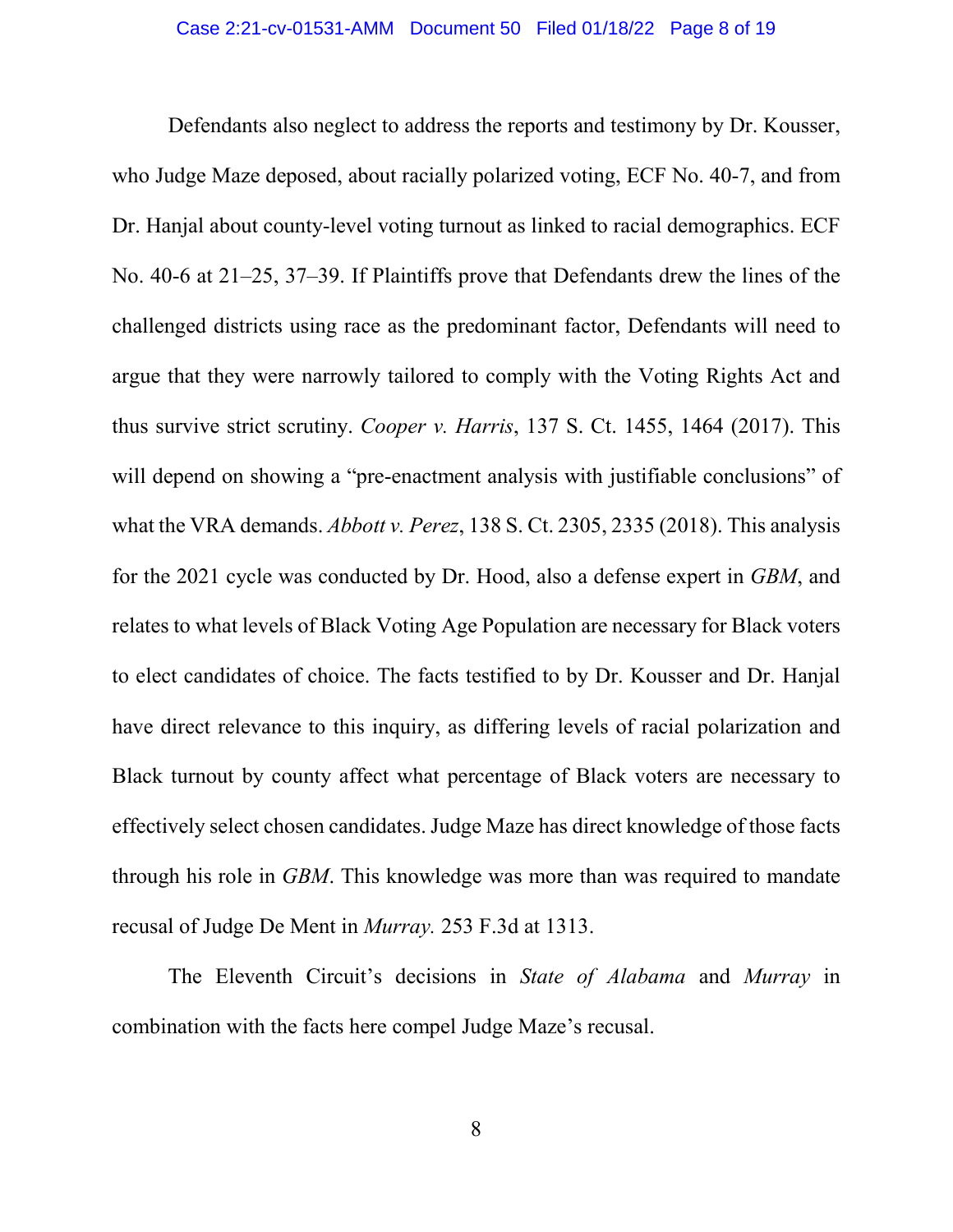Defendants also neglect to address the reports and testimony by Dr. Kousser, who Judge Maze deposed, about racially polarized voting, ECF No. 40-7, and from Dr. Hanjal about county-level voting turnout as linked to racial demographics. ECF No. 40-6 at 21–25, 37–39. If Plaintiffs prove that Defendants drew the lines of the challenged districts using race as the predominant factor, Defendants will need to argue that they were narrowly tailored to comply with the Voting Rights Act and thus survive strict scrutiny. *Cooper v. Harris*, 137 S. Ct. 1455, 1464 (2017). This will depend on showing a "pre-enactment analysis with justifiable conclusions" of what the VRA demands. *Abbott v. Perez*, 138 S. Ct. 2305, 2335 (2018). This analysis for the 2021 cycle was conducted by Dr. Hood, also a defense expert in *GBM*, and relates to what levels of Black Voting Age Population are necessary for Black voters to elect candidates of choice. The facts testified to by Dr. Kousser and Dr. Hanjal have direct relevance to this inquiry, as differing levels of racial polarization and Black turnout by county affect what percentage of Black voters are necessary to effectively select chosen candidates. Judge Maze has direct knowledge of those facts through his role in *GBM*. This knowledge was more than was required to mandate recusal of Judge De Ment in *Murray.* 253 F.3d at 1313.

The Eleventh Circuit's decisions in *State of Alabama* and *Murray* in combination with the facts here compel Judge Maze's recusal.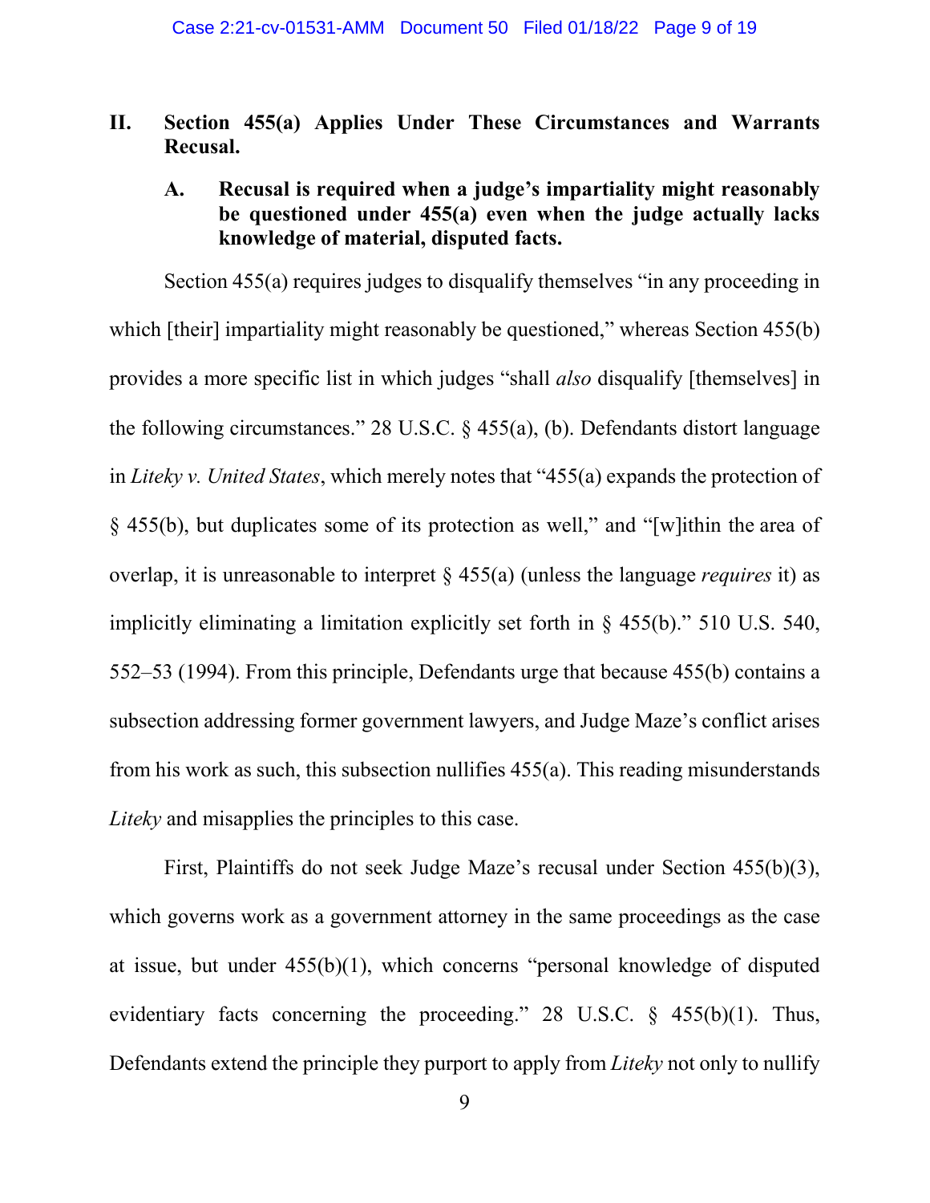## II. Section 455(a) Applies Under These Circumstances and Warrants Recusal.

### A. Recusal is required when a judge's impartiality might reasonably be questioned under 455(a) even when the judge actually lacks knowledge of material, disputed facts.

Section 455(a) requires judges to disqualify themselves "in any proceeding in which [their] impartiality might reasonably be questioned," whereas Section 455(b) provides a more specific list in which judges "shall *also* disqualify [themselves] in the following circumstances." 28 U.S.C. § 455(a), (b). Defendants distort language in *Liteky v. United States*, which merely notes that "455(a) expands the protection of § 455(b), but duplicates some of its protection as well," and "[w]ithin the area of overlap, it is unreasonable to interpret § 455(a) (unless the language *requires* it) as implicitly eliminating a limitation explicitly set forth in § 455(b)." 510 U.S. 540, 552–53 (1994). From this principle, Defendants urge that because 455(b) contains a subsection addressing former government lawyers, and Judge Maze's conflict arises from his work as such, this subsection nullifies 455(a). This reading misunderstands *Liteky* and misapplies the principles to this case.

First, Plaintiffs do not seek Judge Maze's recusal under Section 455(b)(3), which governs work as a government attorney in the same proceedings as the case at issue, but under 455(b)(1), which concerns "personal knowledge of disputed evidentiary facts concerning the proceeding." 28 U.S.C. § 455(b)(1). Thus, Defendants extend the principle they purport to apply from *Liteky* not only to nullify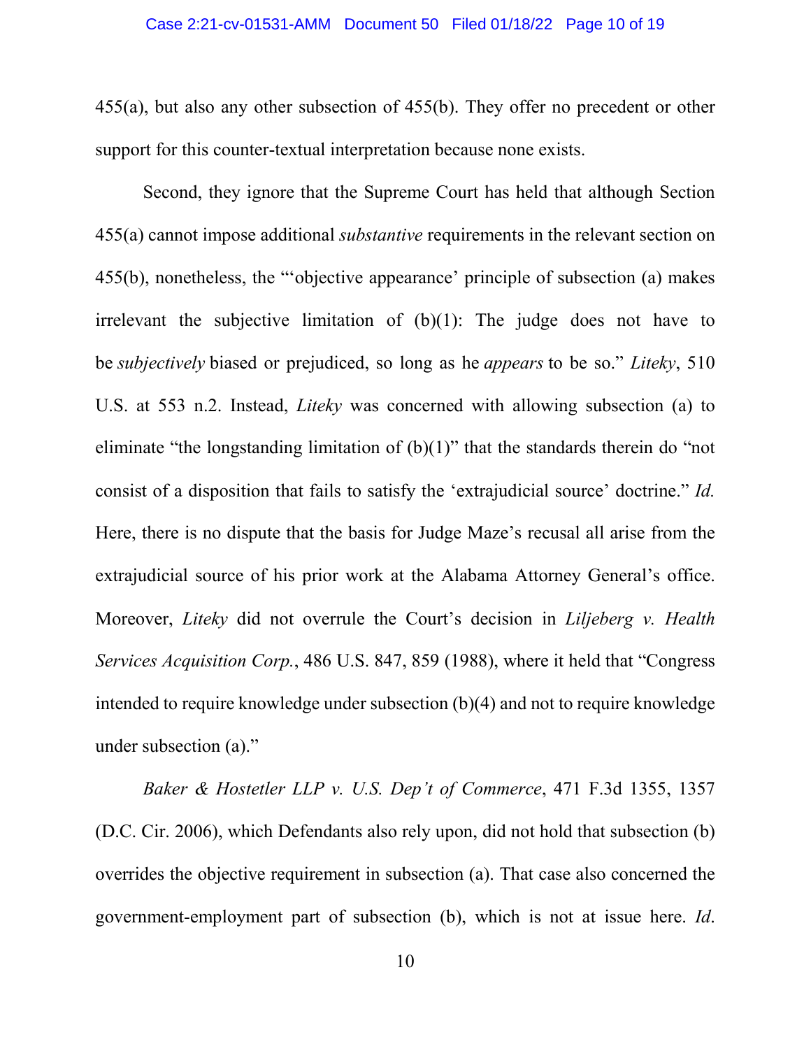455(a), but also any other subsection of 455(b). They offer no precedent or other support for this counter-textual interpretation because none exists.

Second, they ignore that the Supreme Court has held that although Section 455(a) cannot impose additional *substantive* requirements in the relevant section on 455(b), nonetheless, the "'objective appearance' principle of subsection (a) makes irrelevant the subjective limitation of (b)(1): The judge does not have to be *subjectively* biased or prejudiced, so long as he *appears* to be so." *Liteky*, 510 U.S. at 553 n.2. Instead, *Liteky* was concerned with allowing subsection (a) to eliminate "the longstanding limitation of (b)(1)" that the standards therein do "not consist of a disposition that fails to satisfy the 'extrajudicial source' doctrine." *Id.* Here, there is no dispute that the basis for Judge Maze's recusal all arise from the extrajudicial source of his prior work at the Alabama Attorney General's office. Moreover, *Liteky* did not overrule the Court's decision in *Liljeberg v. Health Services Acquisition Corp.*, 486 U.S. 847, 859 (1988), where it held that "Congress intended to require knowledge under subsection (b)(4) and not to require knowledge under subsection (a)."

*Baker & Hostetler LLP v. U.S. Dep't of Commerce*, 471 F.3d 1355, 1357 (D.C. Cir. 2006), which Defendants also rely upon, did not hold that subsection (b) overrides the objective requirement in subsection (a). That case also concerned the government-employment part of subsection (b), which is not at issue here. *Id*.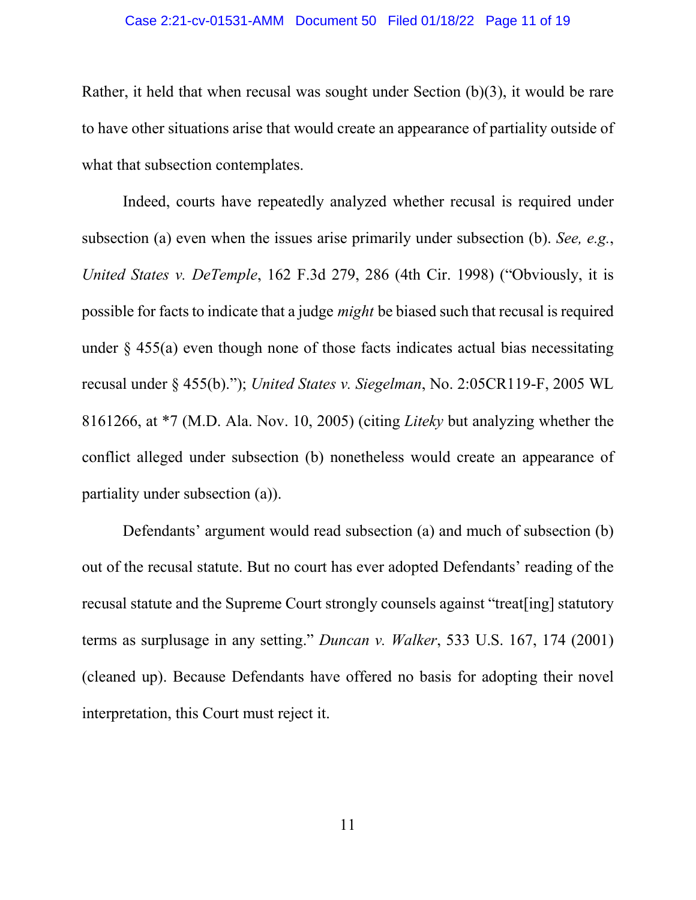Rather, it held that when recusal was sought under Section (b)(3), it would be rare to have other situations arise that would create an appearance of partiality outside of what that subsection contemplates.

Indeed, courts have repeatedly analyzed whether recusal is required under subsection (a) even when the issues arise primarily under subsection (b). *See, e.g.*, *United States v. DeTemple*, 162 F.3d 279, 286 (4th Cir. 1998) ("Obviously, it is possible for facts to indicate that a judge *might* be biased such that recusal is required under § 455(a) even though none of those facts indicates actual bias necessitating recusal under § 455(b)."); *United States v. Siegelman*, No. 2:05CR119-F, 2005 WL 8161266, at *7 (M.D. Ala. Nov. 10, 2005) (citing *Liteky* but analyzing whether the conflict alleged under subsection (b) nonetheless would create an appearance of partiality under subsection (a)).

Defendants' argument would read subsection (a) and much of subsection (b) out of the recusal statute. But no court has ever adopted Defendants' reading of the recusal statute and the Supreme Court strongly counsels against "treat[ing] statutory terms as surplusage in any setting." *Duncan v. Walker*, 533 U.S. 167, 174 (2001) (cleaned up). Because Defendants have offered no basis for adopting their novel interpretation, this Court must reject it.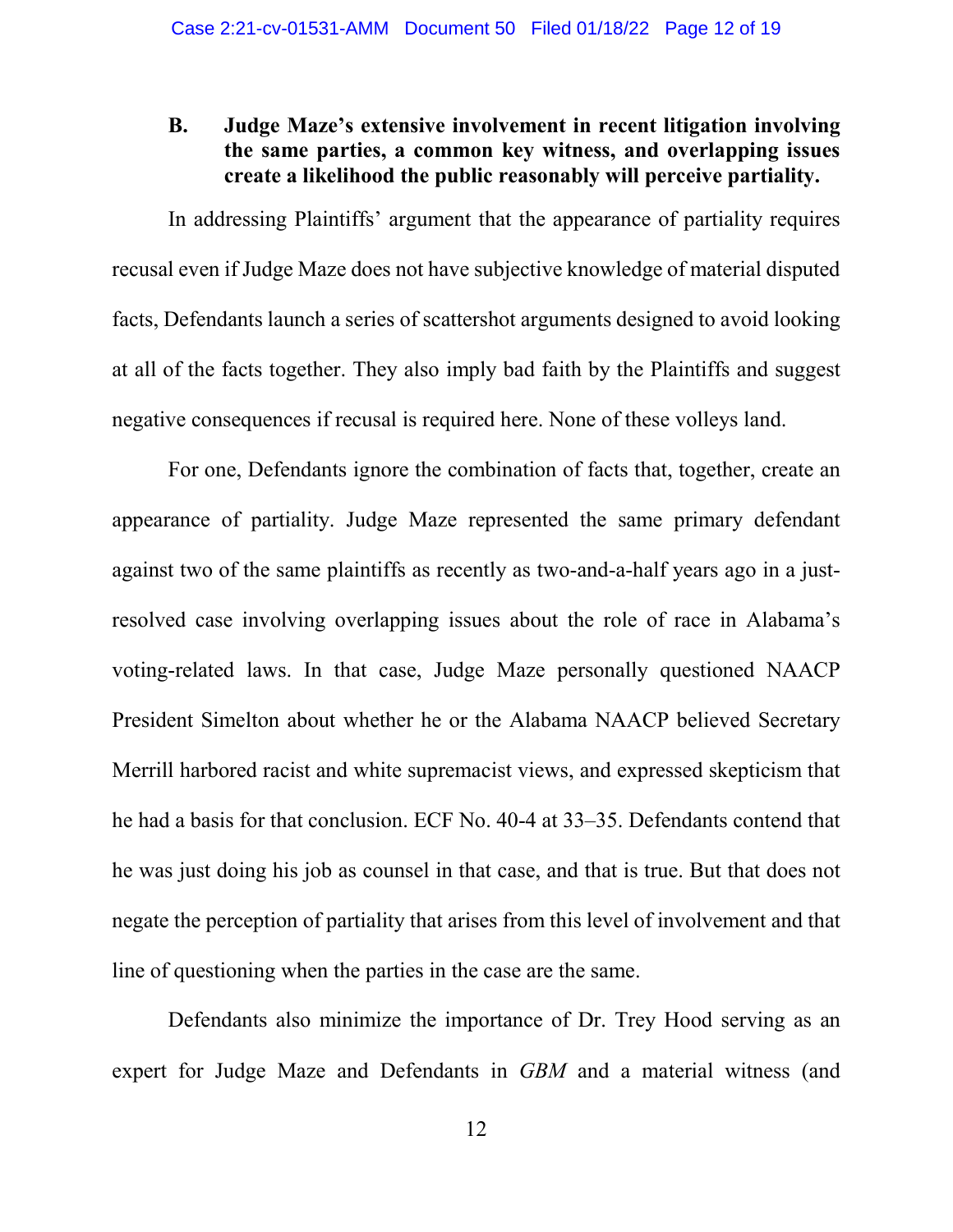### B. Judge Maze's extensive involvement in recent litigation involving the same parties, a common key witness, and overlapping issues create a likelihood the public reasonably will perceive partiality.

In addressing Plaintiffs' argument that the appearance of partiality requires recusal even if Judge Maze does not have subjective knowledge of material disputed facts, Defendants launch a series of scattershot arguments designed to avoid looking at all of the facts together. They also imply bad faith by the Plaintiffs and suggest negative consequences if recusal is required here. None of these volleys land.

For one, Defendants ignore the combination of facts that, together, create an appearance of partiality. Judge Maze represented the same primary defendant against two of the same plaintiffs as recently as two-and-a-half years ago in a just-resolved case involving overlapping issues about the role of race in Alabama's voting-related laws. In that case, Judge Maze personally questioned NAACP President Simelton about whether he or the Alabama NAACP believed Secretary Merrill harbored racist and white supremacist views, and expressed skepticism that he had a basis for that conclusion. ECF No. 40-4 at 33–35. Defendants contend that he was just doing his job as counsel in that case, and that is true. But that does not negate the perception of partiality that arises from this level of involvement and that line of questioning when the parties in the case are the same.

Defendants also minimize the importance of Dr. Trey Hood serving as an expert for Judge Maze and Defendants in *GBM* and a material witness (and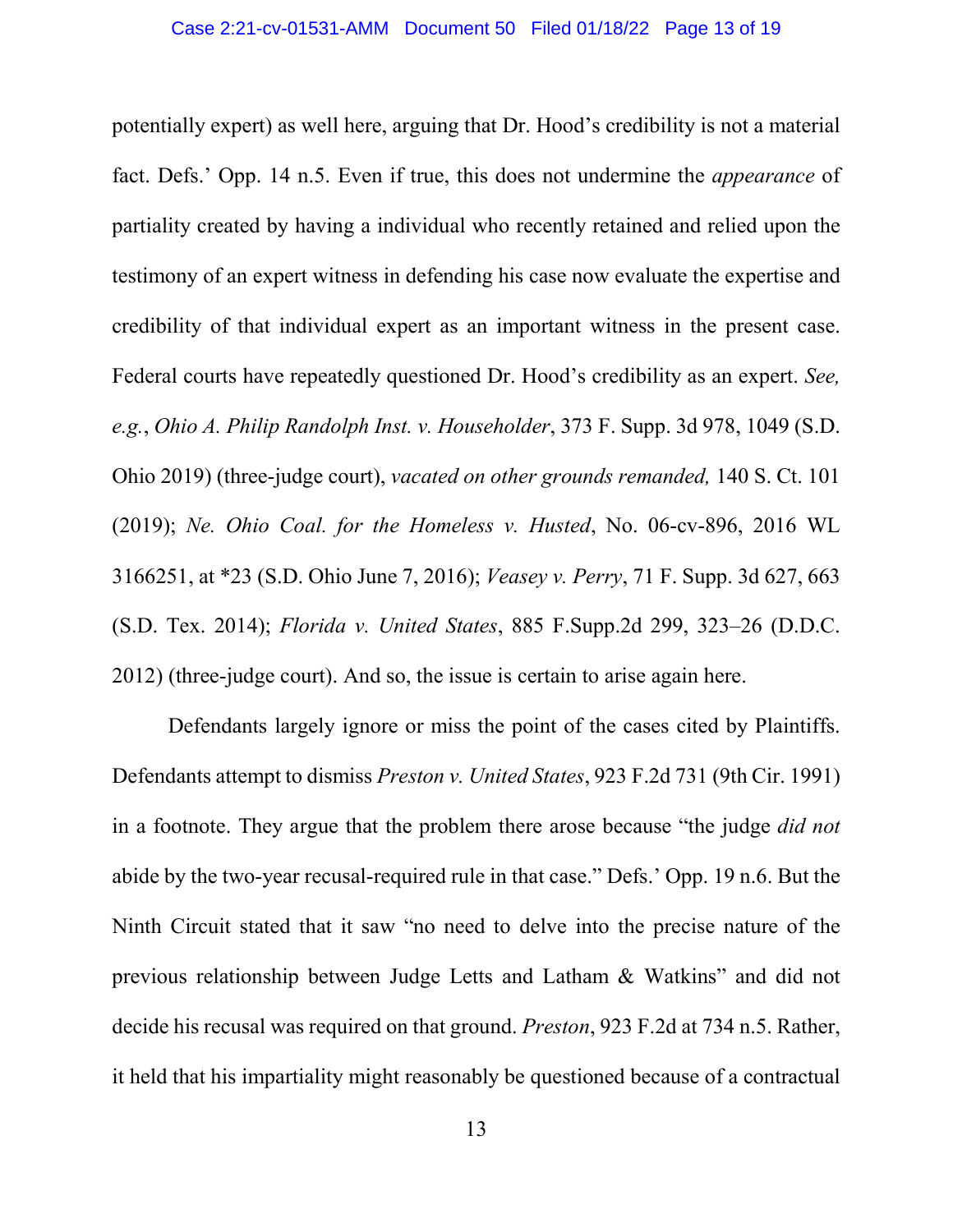potentially expert) as well here, arguing that Dr. Hood's credibility is not a material fact. Defs.' Opp. 14 n.5. Even if true, this does not undermine the *appearance* of partiality created by having a individual who recently retained and relied upon the testimony of an expert witness in defending his case now evaluate the expertise and credibility of that individual expert as an important witness in the present case. Federal courts have repeatedly questioned Dr. Hood's credibility as an expert. *See, e.g.*, *Ohio A. Philip Randolph Inst. v. Householder*, 373 F. Supp. 3d 978, 1049 (S.D. Ohio 2019) (three-judge court), *vacated on other grounds remanded,* 140 S. Ct. 101 (2019); *Ne. Ohio Coal. for the Homeless v. Husted*, No. 06-cv-896, 2016 WL 3166251, at *23 (S.D. Ohio June 7, 2016); *Veasey v. Perry*, 71 F. Supp. 3d 627, 663 (S.D. Tex. 2014); *Florida v. United States*, 885 F.Supp.2d 299, 323–26 (D.D.C. 2012) (three-judge court). And so, the issue is certain to arise again here.

Defendants largely ignore or miss the point of the cases cited by Plaintiffs. Defendants attempt to dismiss *Preston v. United States*, 923 F.2d 731 (9th Cir. 1991) in a footnote. They argue that the problem there arose because "the judge *did not* abide by the two-year recusal-required rule in that case." Defs.' Opp. 19 n.6. But the Ninth Circuit stated that it saw "no need to delve into the precise nature of the previous relationship between Judge Letts and Latham & Watkins" and did not decide his recusal was required on that ground. *Preston*, 923 F.2d at 734 n.5. Rather, it held that his impartiality might reasonably be questioned because of a contractual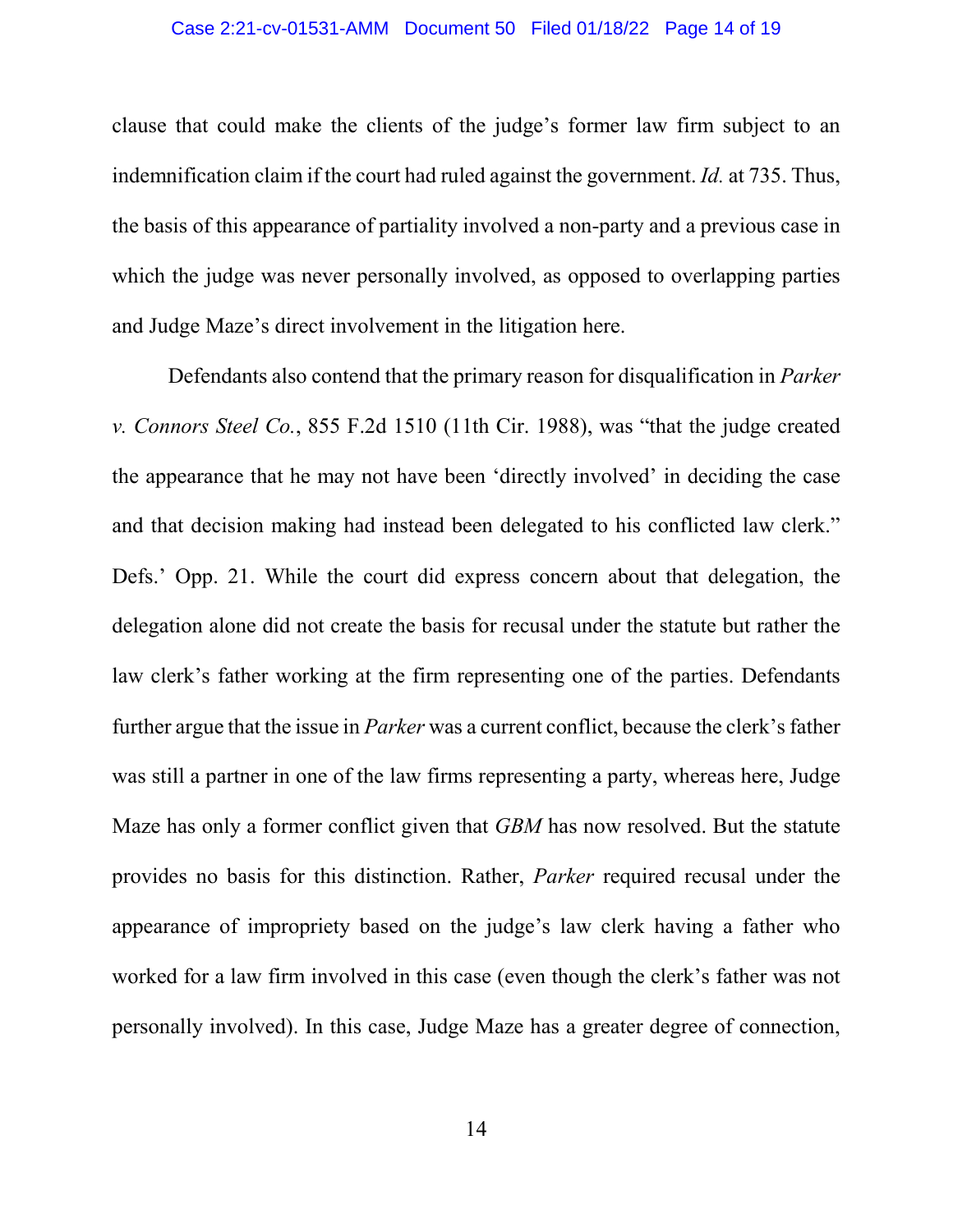clause that could make the clients of the judge's former law firm subject to an indemnification claim if the court had ruled against the government. *Id.* at 735. Thus, the basis of this appearance of partiality involved a non-party and a previous case in which the judge was never personally involved, as opposed to overlapping parties and Judge Maze's direct involvement in the litigation here.

Defendants also contend that the primary reason for disqualification in *Parker v. Connors Steel Co.*, 855 F.2d 1510 (11th Cir. 1988), was "that the judge created the appearance that he may not have been 'directly involved' in deciding the case and that decision making had instead been delegated to his conflicted law clerk." Defs.' Opp. 21. While the court did express concern about that delegation, the delegation alone did not create the basis for recusal under the statute but rather the law clerk's father working at the firm representing one of the parties. Defendants further argue that the issue in *Parker* was a current conflict, because the clerk's father was still a partner in one of the law firms representing a party, whereas here, Judge Maze has only a former conflict given that *GBM* has now resolved. But the statute provides no basis for this distinction. Rather, *Parker* required recusal under the appearance of impropriety based on the judge's law clerk having a father who worked for a law firm involved in this case (even though the clerk's father was not personally involved). In this case, Judge Maze has a greater degree of connection,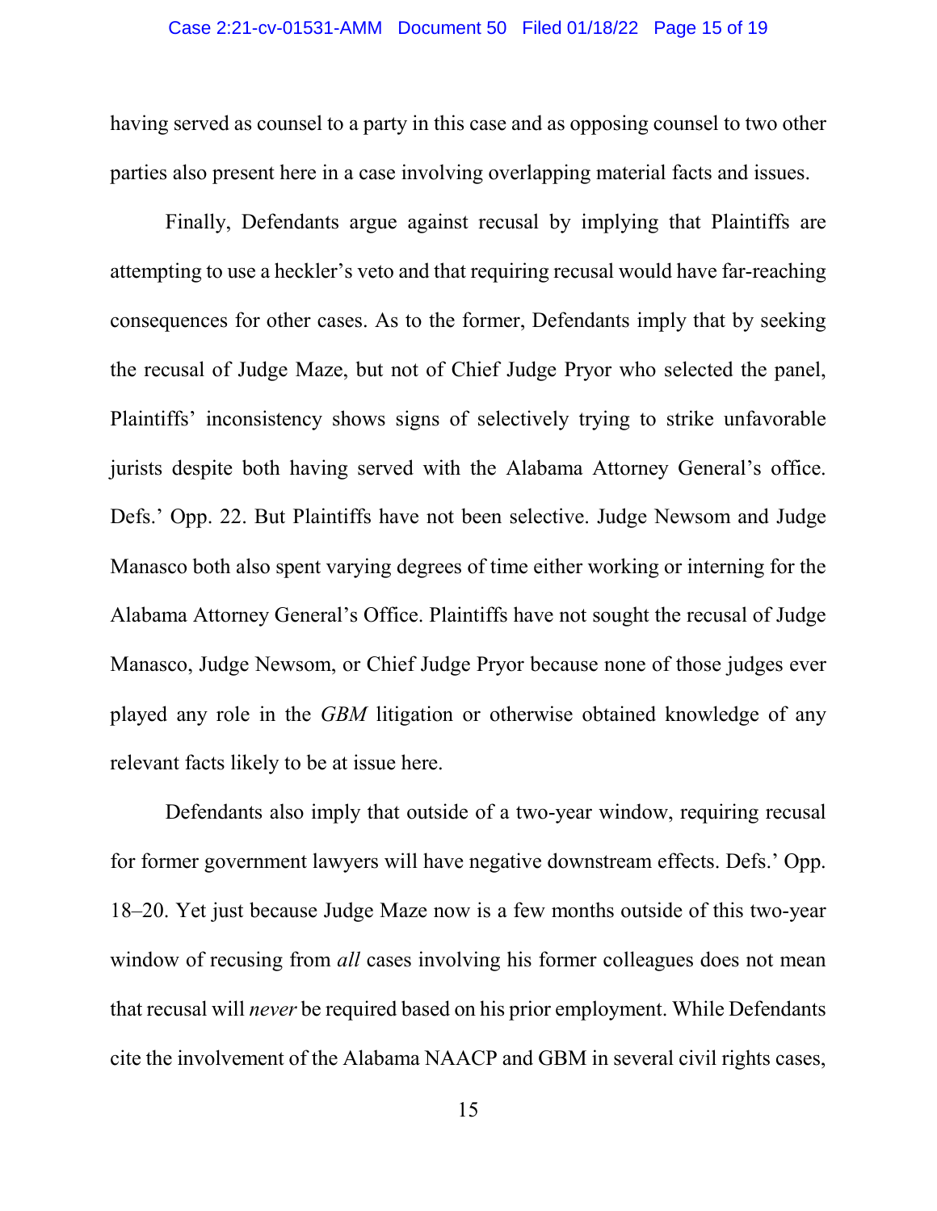having served as counsel to a party in this case and as opposing counsel to two other parties also present here in a case involving overlapping material facts and issues.

Finally, Defendants argue against recusal by implying that Plaintiffs are attempting to use a heckler's veto and that requiring recusal would have far-reaching consequences for other cases. As to the former, Defendants imply that by seeking the recusal of Judge Maze, but not of Chief Judge Pryor who selected the panel, Plaintiffs' inconsistency shows signs of selectively trying to strike unfavorable jurists despite both having served with the Alabama Attorney General's office. Defs.' Opp. 22. But Plaintiffs have not been selective. Judge Newsom and Judge Manasco both also spent varying degrees of time either working or interning for the Alabama Attorney General's Office. Plaintiffs have not sought the recusal of Judge Manasco, Judge Newsom, or Chief Judge Pryor because none of those judges ever played any role in the *GBM* litigation or otherwise obtained knowledge of any relevant facts likely to be at issue here.

Defendants also imply that outside of a two-year window, requiring recusal for former government lawyers will have negative downstream effects. Defs.' Opp. 18–20. Yet just because Judge Maze now is a few months outside of this two-year window of recusing from *all* cases involving his former colleagues does not mean that recusal will *never* be required based on his prior employment. While Defendants cite the involvement of the Alabama NAACP and GBM in several civil rights cases,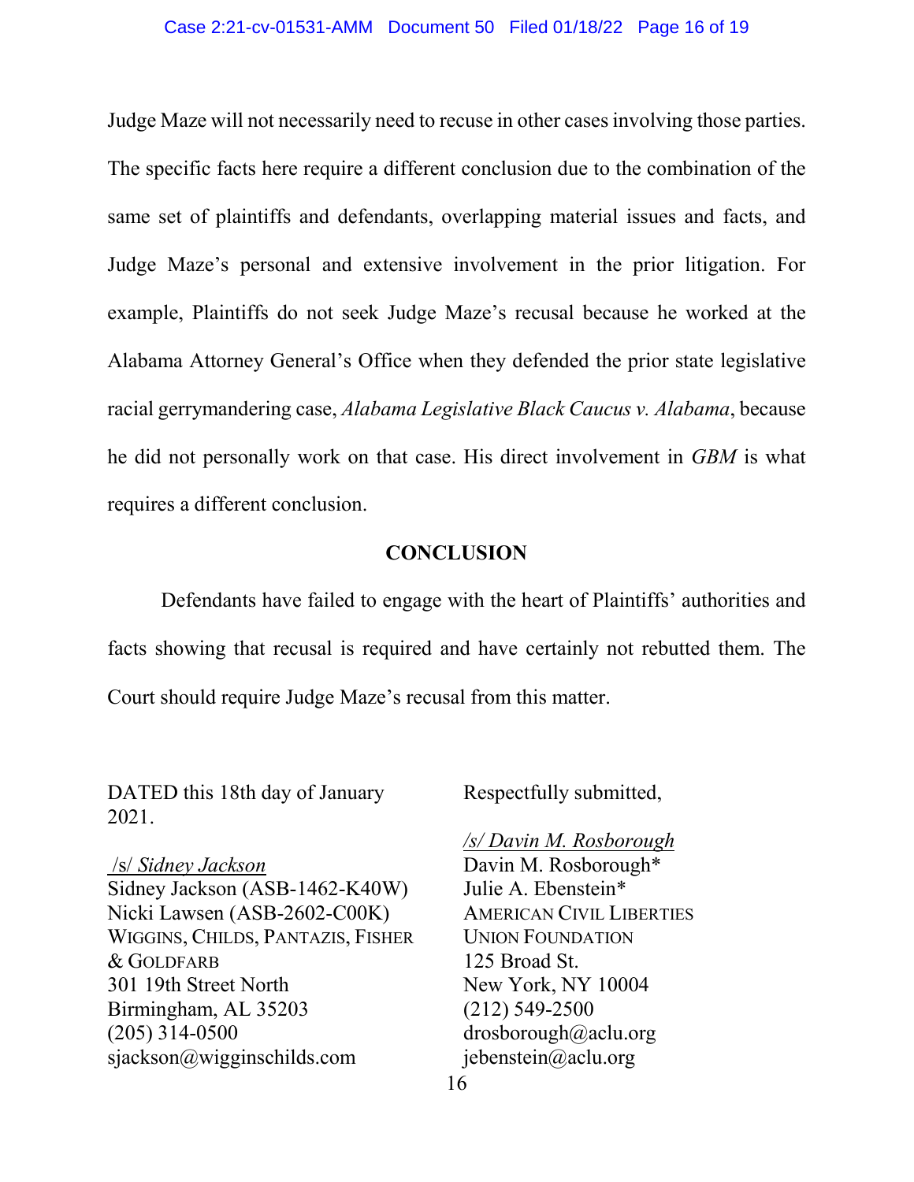Judge Maze will not necessarily need to recuse in other cases involving those parties. The specific facts here require a different conclusion due to the combination of the same set of plaintiffs and defendants, overlapping material issues and facts, and Judge Maze's personal and extensive involvement in the prior litigation. For example, Plaintiffs do not seek Judge Maze's recusal because he worked at the Alabama Attorney General's Office when they defended the prior state legislative racial gerrymandering case, *Alabama Legislative Black Caucus v. Alabama*, because he did not personally work on that case. His direct involvement in *GBM* is what requires a different conclusion.

## CONCLUSION

Defendants have failed to engage with the heart of Plaintiffs' authorities and facts showing that recusal is required and have certainly not rebutted them. The Court should require Judge Maze's recusal from this matter.

DATED this 18th day of January 2021.

/s/ *Sidney Jackson*
Sidney Jackson (ASB-1462-K40W)
Nicki Lawsen (ASB-2602-C00K)
WIGGINS, CHILDS, PANTAZIS, FISHER & GOLDFARB
301 19th Street North
Birmingham, AL 35203
(205) 314-0500
sjackson@wigginschilds.com

Respectfully submitted,

*/s/ Davin M. Rosborough*
Davin M. Rosborough*
Julie A. Ebenstein*
AMERICAN CIVIL LIBERTIES UNION FOUNDATION
125 Broad St.
New York, NY 10004
(212) 549-2500
drosborough@aclu.org
jebenstein@aclu.org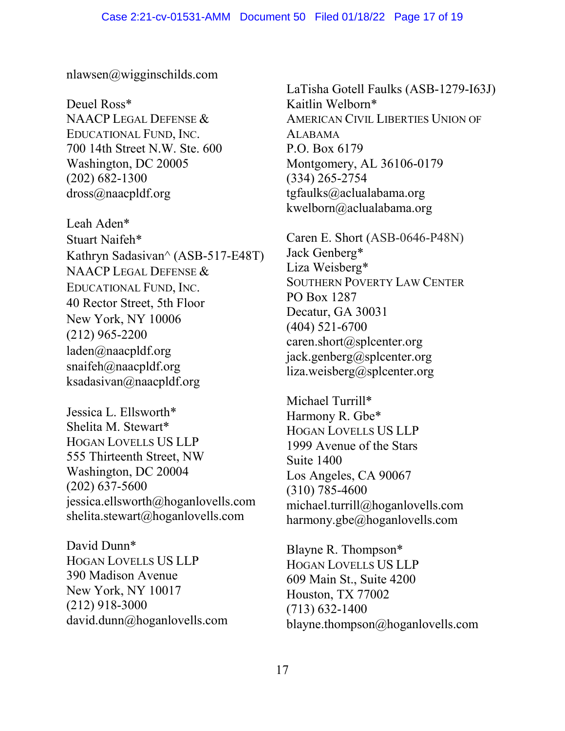nlawsen@wigginschilds.com

Deuel Ross*
NAACP Legal Defense & Educational Fund, Inc.
700 14th Street N.W. Ste. 600
Washington, DC 20005
(202) 682-1300
dross@naacpldf.org

Leah Aden*
Stuart Naifeh*
Kathryn Sadasivan^ (ASB-517-E48T)
NAACP Legal Defense & Educational Fund, Inc.
40 Rector Street, 5th Floor
New York, NY 10006
(212) 965-2200
laden@naacpldf.org
snaifeh@naacpldf.org
ksadasivan@naacpldf.org

Jessica L. Ellsworth*
Shelita M. Stewart*
Hogan Lovells US LLP
555 Thirteenth Street, NW
Washington, DC 20004
(202) 637-5600
jessica.ellsworth@hoganlovells.com
shelita.stewart@hoganlovells.com

David Dunn*
Hogan Lovells US LLP
390 Madison Avenue
New York, NY 10017
(212) 918-3000
david.dunn@hoganlovells.com

LaTisha Gotell Faulks (ASB-1279-I63J)
Kaitlin Welborn*
American Civil Liberties Union of Alabama
P.O. Box 6179
Montgomery, AL 36106-0179
(334) 265-2754
tgfaulks@aclualabama.org
kwelborn@aclualabama.org

Caren E. Short (ASB-0646-P48N)
Jack Genberg*
Liza Weisberg*
Southern Poverty Law Center
PO Box 1287
Decatur, GA 30031
(404) 521-6700
caren.short@splcenter.org
jack.genberg@splcenter.org
liza.weisberg@splcenter.org

Michael Turrill*
Harmony R. Gbe*
Hogan Lovells US LLP
1999 Avenue of the Stars
Suite 1400
Los Angeles, CA 90067
(310) 785-4600
michael.turrill@hoganlovells.com
harmony.gbe@hoganlovells.com

Blayne R. Thompson*
Hogan Lovells US LLP
609 Main St., Suite 4200
Houston, TX 77002
(713) 632-1400
blayne.thompson@hoganlovells.com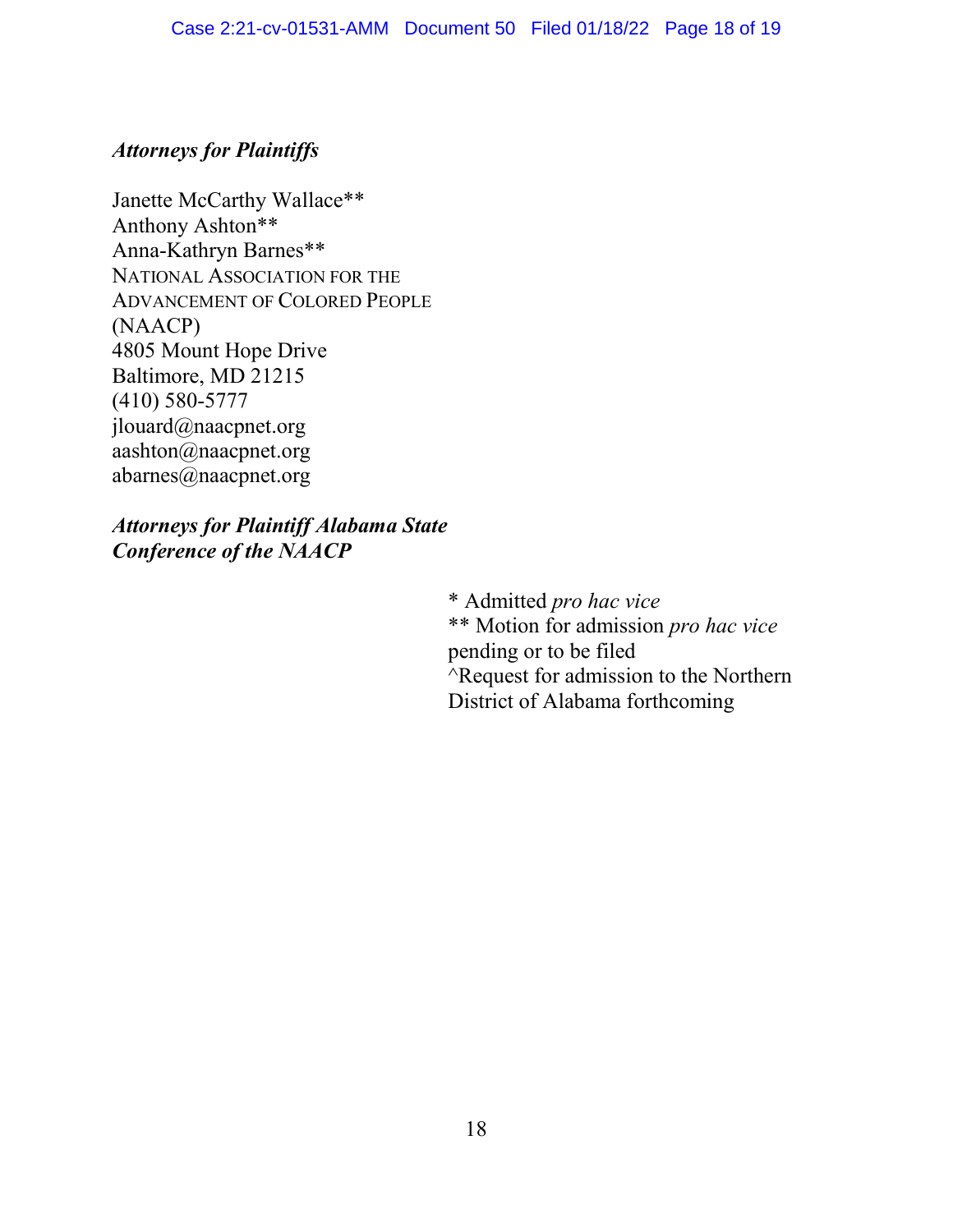***Attorneys for Plaintiffs***

Janette McCarthy Wallace**
Anthony Ashton**
Anna-Kathryn Barnes**
NATIONAL ASSOCIATION FOR THE ADVANCEMENT OF COLORED PEOPLE (NAACP)
4805 Mount Hope Drive
Baltimore, MD 21215
(410) 580-5777
jlouard@naacpnet.org
aashton@naacpnet.org
abarnes@naacpnet.org

***Attorneys for Plaintiff Alabama State Conference of the NAACP***

\* Admitted *pro hac vice*
** Motion for admission *pro hac vice* pending or to be filed
^Request for admission to the Northern District of Alabama forthcoming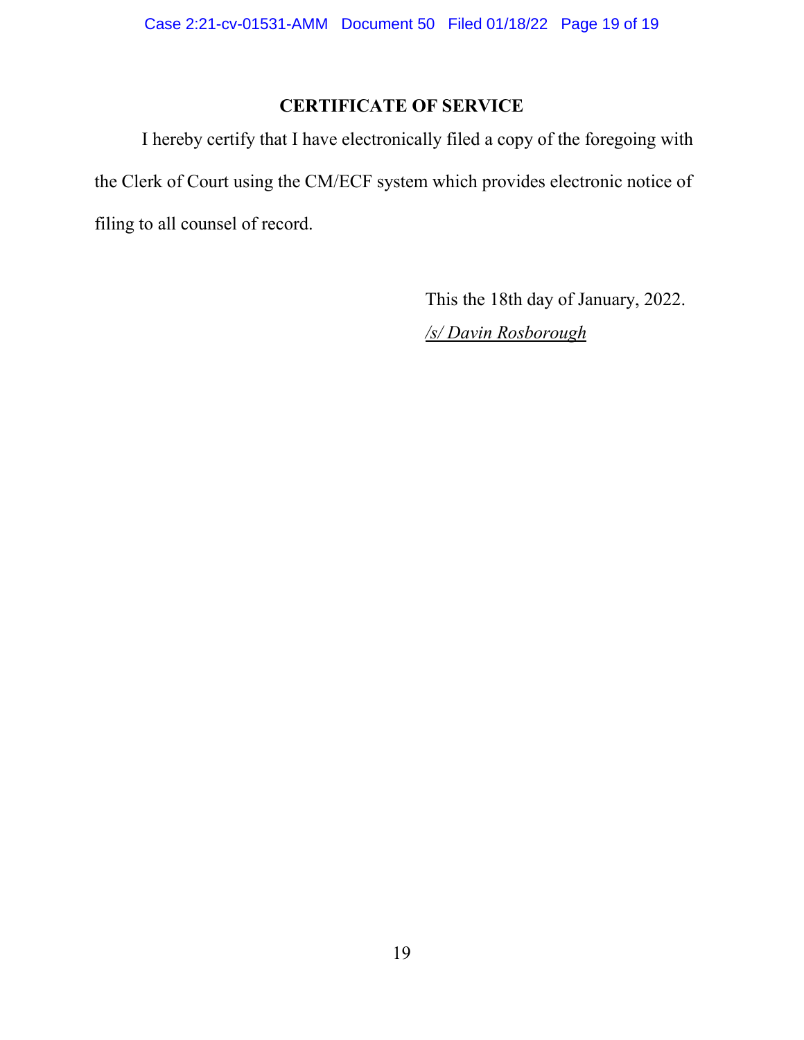## CERTIFICATE OF SERVICE

I hereby certify that I have electronically filed a copy of the foregoing with the Clerk of Court using the CM/ECF system which provides electronic notice of filing to all counsel of record.

This the 18th day of January, 2022.

*/s/ Davin Rosborough*